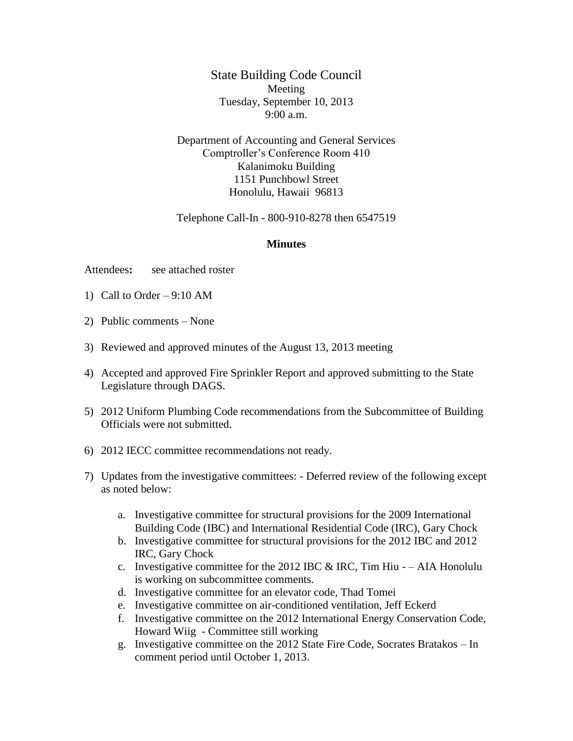# State Building Code Council

Meeting
Tuesday, September 10, 2013
9:00 a.m.

Department of Accounting and General Services
Comptroller's Conference Room 410
Kalanimoku Building
1151 Punchbowl Street
Honolulu, Hawaii 96813

Telephone Call-In - 800-910-8278 then 6547519

**Minutes**

Attendees**:** see attached roster

1) Call to Order – 9:10 AM

2) Public comments – None

3) Reviewed and approved minutes of the August 13, 2013 meeting

4) Accepted and approved Fire Sprinkler Report and approved submitting to the State Legislature through DAGS.

5) 2012 Uniform Plumbing Code recommendations from the Subcommittee of Building Officials were not submitted.

6) 2012 IECC committee recommendations not ready.

7) Updates from the investigative committees: - Deferred review of the following except as noted below:

   a. Investigative committee for structural provisions for the 2009 International Building Code (IBC) and International Residential Code (IRC), Gary Chock
   b. Investigative committee for structural provisions for the 2012 IBC and 2012 IRC, Gary Chock
   c. Investigative committee for the 2012 IBC & IRC, Tim Hiu - – AIA Honolulu is working on subcommittee comments.
   d. Investigative committee for an elevator code, Thad Tomei
   e. Investigative committee on air-conditioned ventilation, Jeff Eckerd
   f. Investigative committee on the 2012 International Energy Conservation Code, Howard Wiig - Committee still working
   g. Investigative committee on the 2012 State Fire Code, Socrates Bratakos – In comment period until October 1, 2013.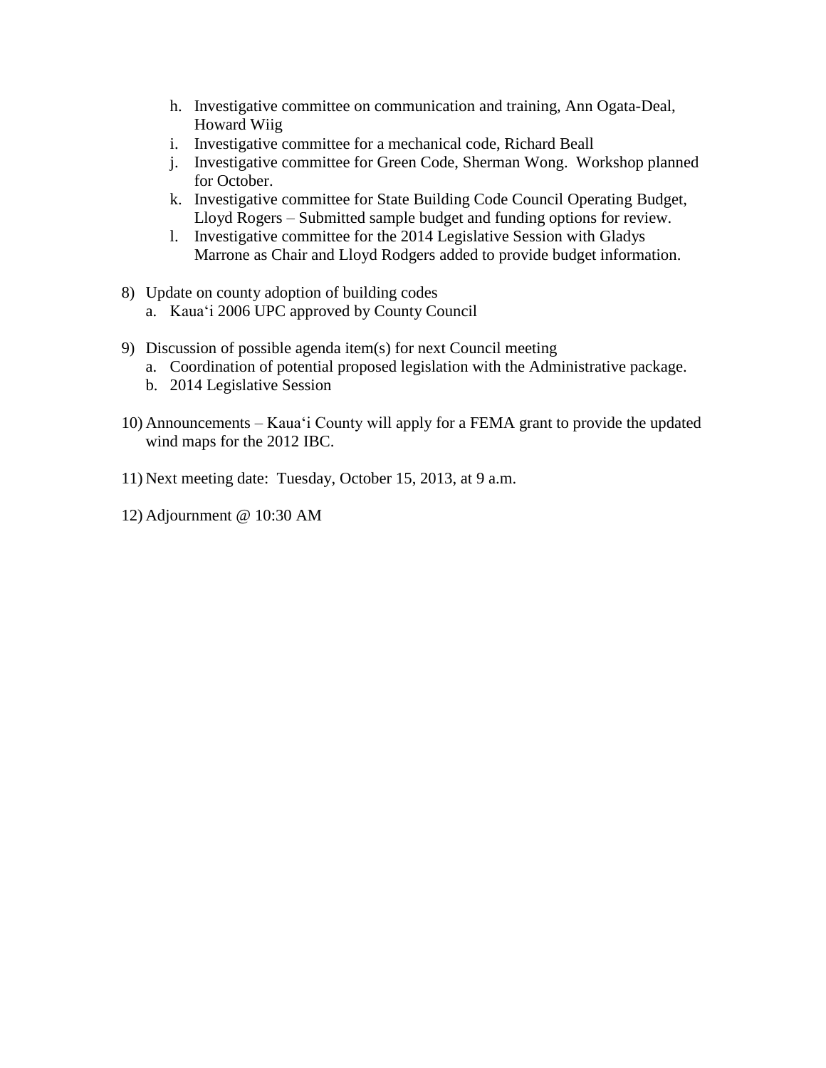h. Investigative committee on communication and training, Ann Ogata-Deal, Howard Wiig
i. Investigative committee for a mechanical code, Richard Beall
j. Investigative committee for Green Code, Sherman Wong. Workshop planned for October.
k. Investigative committee for State Building Code Council Operating Budget, Lloyd Rogers – Submitted sample budget and funding options for review.
l. Investigative committee for the 2014 Legislative Session with Gladys Marrone as Chair and Lloyd Rodgers added to provide budget information.

8) Update on county adoption of building codes
   a. Kaua'i 2006 UPC approved by County Council

9) Discussion of possible agenda item(s) for next Council meeting
   a. Coordination of potential proposed legislation with the Administrative package.
   b. 2014 Legislative Session

10) Announcements – Kaua'i County will apply for a FEMA grant to provide the updated wind maps for the 2012 IBC.

11) Next meeting date: Tuesday, October 15, 2013, at 9 a.m.

12) Adjournment @ 10:30 AM